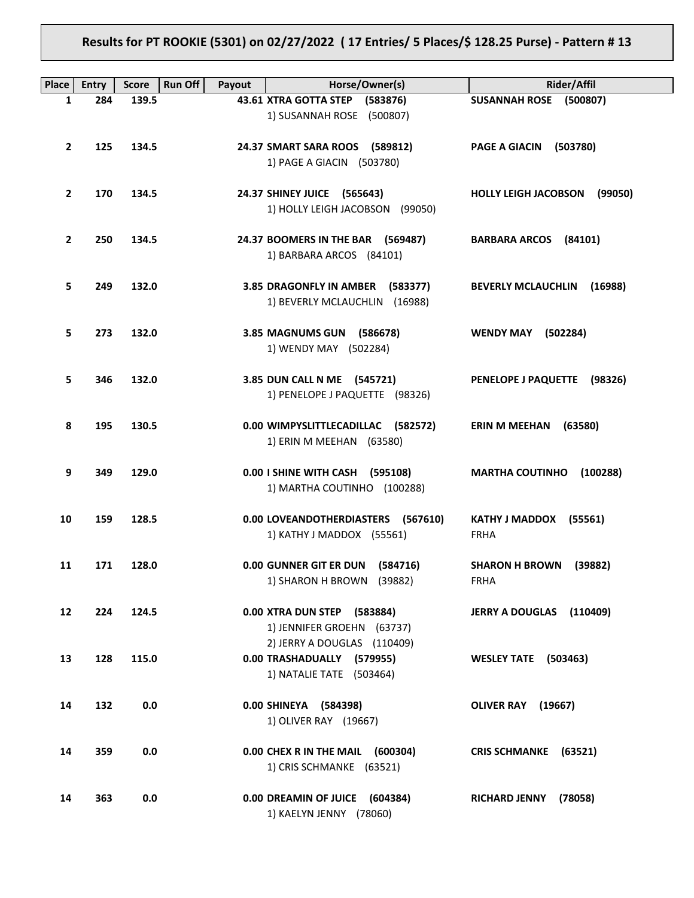**Results for PT ROOKIE (5301) on 02/27/2022 ( 17 Entries/ 5 Places/$ 128.25 Purse) - Pattern # 13**

| Place | Entry | Score | Run Off | Payout | Horse/Owner(s) | Rider/Affil |
|---|---|---|---|---|---|---|
| 1 | 284 | 139.5 | | 43.61 | **XTRA GOTTA STEP (583876)**<br>1) SUSANNAH ROSE (500807) | **SUSANNAH ROSE (500807)** |
| 2 | 125 | 134.5 | | 24.37 | **SMART SARA ROOS (589812)**<br>1) PAGE A GIACIN (503780) | **PAGE A GIACIN (503780)** |
| 2 | 170 | 134.5 | | 24.37 | **SHINEY JUICE (565643)**<br>1) HOLLY LEIGH JACOBSON (99050) | **HOLLY LEIGH JACOBSON (99050)** |
| 2 | 250 | 134.5 | | 24.37 | **BOOMERS IN THE BAR (569487)**<br>1) BARBARA ARCOS (84101) | **BARBARA ARCOS (84101)** |
| 5 | 249 | 132.0 | | 3.85 | **DRAGONFLY IN AMBER (583377)**<br>1) BEVERLY MCLAUCHLIN (16988) | **BEVERLY MCLAUCHLIN (16988)** |
| 5 | 273 | 132.0 | | 3.85 | **MAGNUMS GUN (586678)**<br>1) WENDY MAY (502284) | **WENDY MAY (502284)** |
| 5 | 346 | 132.0 | | 3.85 | **DUN CALL N ME (545721)**<br>1) PENELOPE J PAQUETTE (98326) | **PENELOPE J PAQUETTE (98326)** |
| 8 | 195 | 130.5 | | 0.00 | **WIMPYSLITTLECADILLAC (582572)**<br>1) ERIN M MEEHAN (63580) | **ERIN M MEEHAN (63580)** |
| 9 | 349 | 129.0 | | 0.00 | **I SHINE WITH CASH (595108)**<br>1) MARTHA COUTINHO (100288) | **MARTHA COUTINHO (100288)** |
| 10 | 159 | 128.5 | | 0.00 | **LOVEANDOTHERDIASTERS (567610)**<br>1) KATHY J MADDOX (55561) | **KATHY J MADDOX (55561)**<br>FRHA |
| 11 | 171 | 128.0 | | 0.00 | **GUNNER GIT ER DUN (584716)**<br>1) SHARON H BROWN (39882) | **SHARON H BROWN (39882)**<br>FRHA |
| 12 | 224 | 124.5 | | 0.00 | **XTRA DUN STEP (583884)**<br>1) JENNIFER GROEHN (63737)<br>2) JERRY A DOUGLAS (110409) | **JERRY A DOUGLAS (110409)** |
| 13 | 128 | 115.0 | | 0.00 | **TRASHADUALLY (579955)**<br>1) NATALIE TATE (503464) | **WESLEY TATE (503463)** |
| 14 | 132 | 0.0 | | 0.00 | **SHINEYA (584398)**<br>1) OLIVER RAY (19667) | **OLIVER RAY (19667)** |
| 14 | 359 | 0.0 | | 0.00 | **CHEX R IN THE MAIL (600304)**<br>1) CRIS SCHMANKE (63521) | **CRIS SCHMANKE (63521)** |
| 14 | 363 | 0.0 | | 0.00 | **DREAMIN OF JUICE (604384)**<br>1) KAELYN JENNY (78060) | **RICHARD JENNY (78058)** |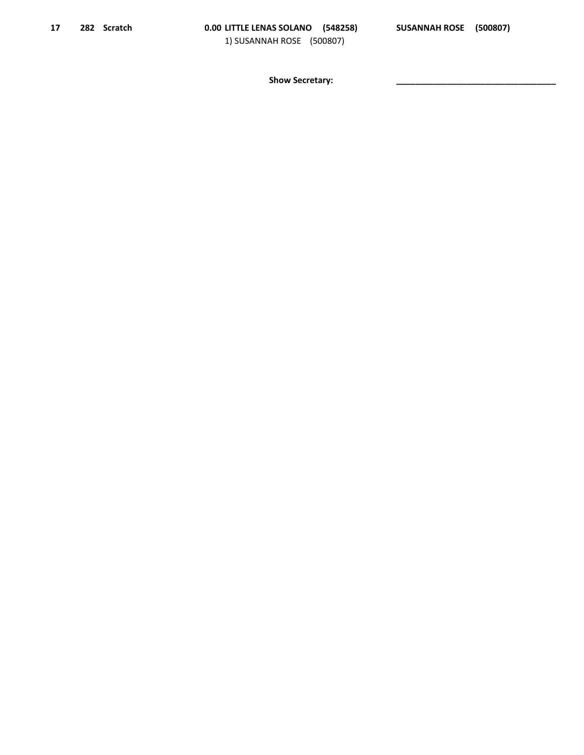| | | | | |
|---|---|---|---|---|
| **17** | **282 Scratch** | **0.00** | **LITTLE LENAS SOLANO (548258)**<br>1) SUSANNAH ROSE (500807) | **SUSANNAH ROSE (500807)** |

**Show Secretary:** ___________________________________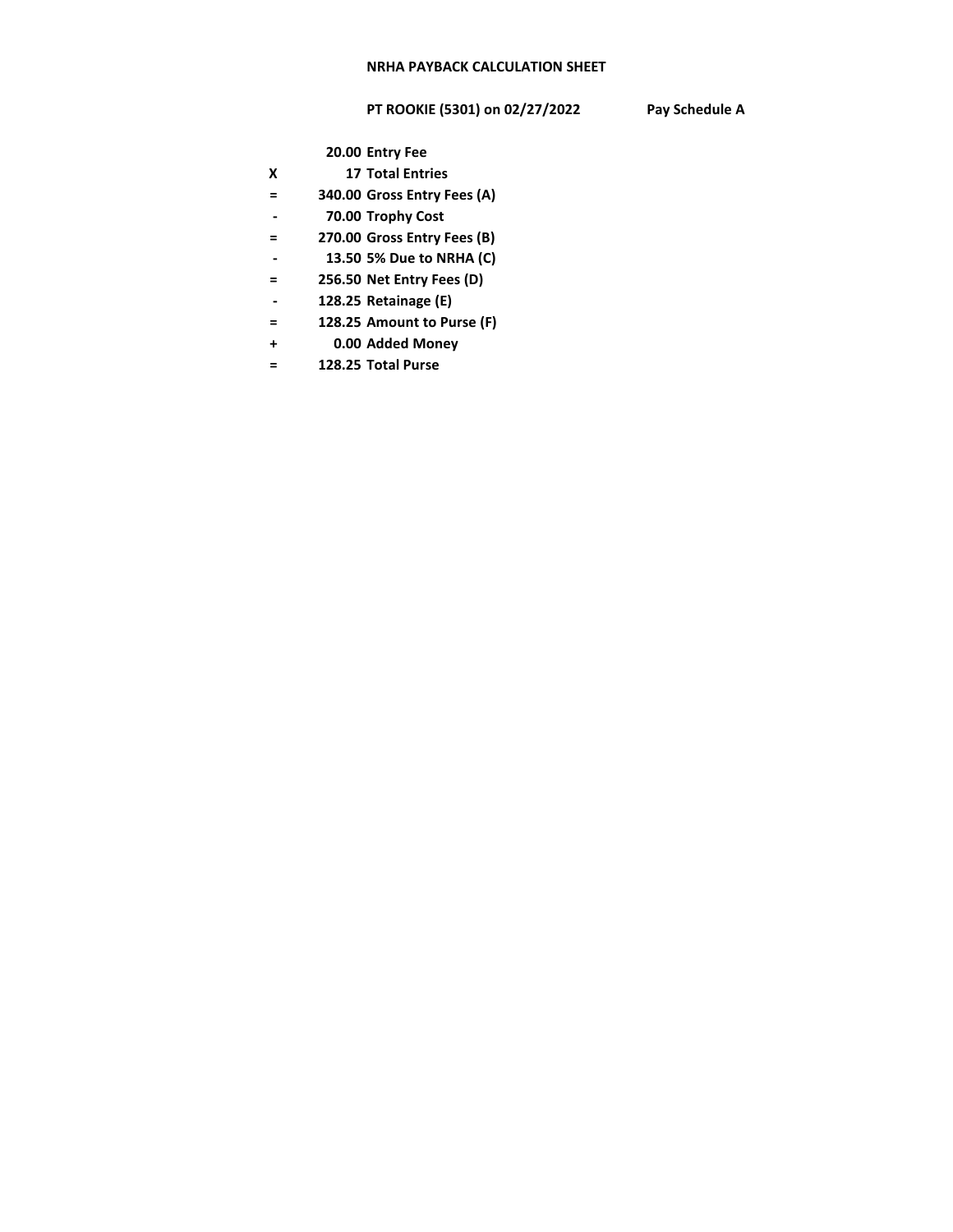**NRHA PAYBACK CALCULATION SHEET**

**PT ROOKIE (5301) on 02/27/2022** **Pay Schedule A**

| | | |
|---|---|---|
| | 20.00 | Entry Fee |
| X | 17 | Total Entries |
| = | 340.00 | Gross Entry Fees (A) |
| - | 70.00 | Trophy Cost |
| = | 270.00 | Gross Entry Fees (B) |
| - | 13.50 | 5% Due to NRHA (C) |
| = | 256.50 | Net Entry Fees (D) |
| - | 128.25 | Retainage (E) |
| = | 128.25 | Amount to Purse (F) |
| + | 0.00 | Added Money |
| = | 128.25 | Total Purse |